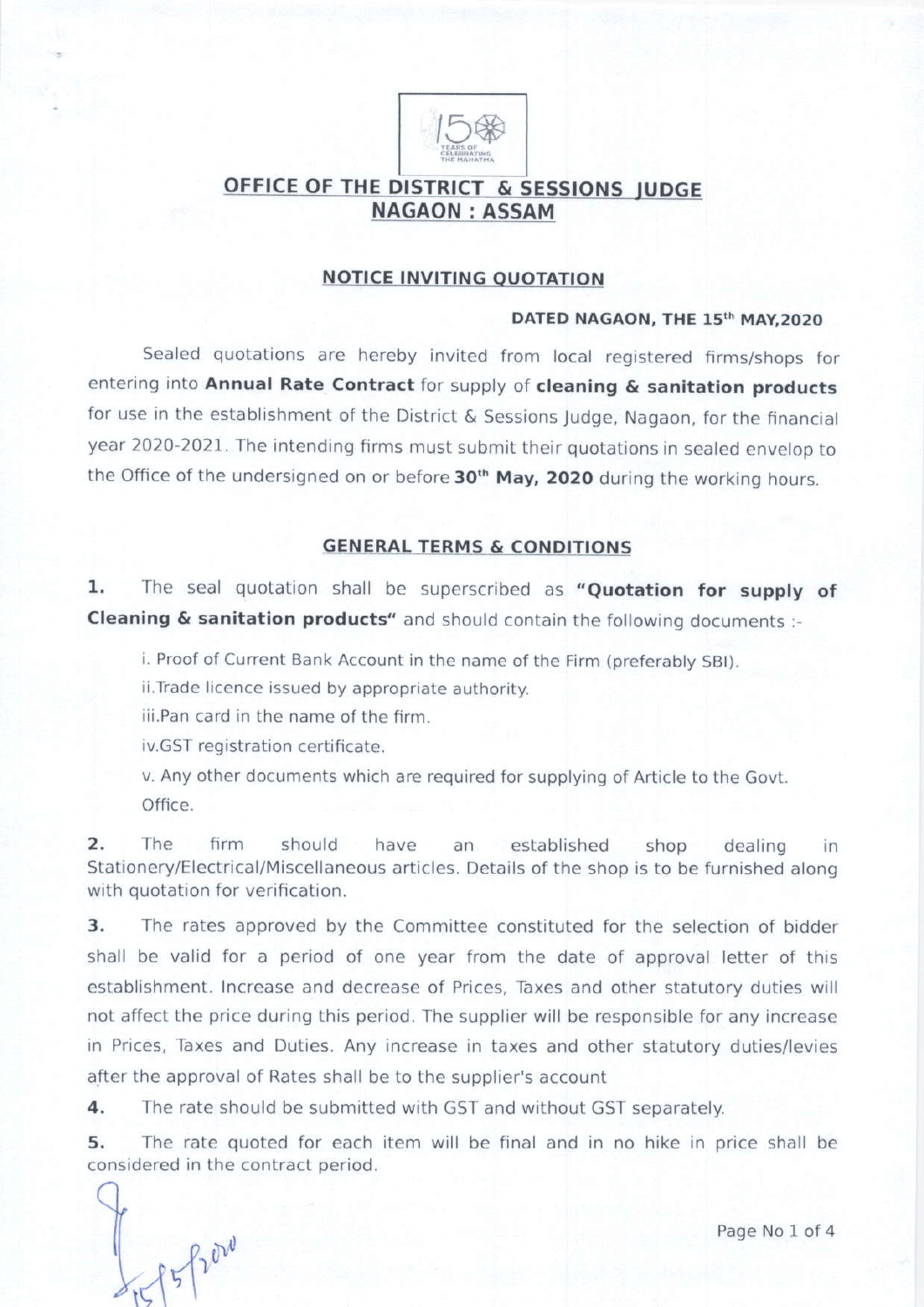## OFFICE OF THE DISTRICT & SESSIONS JUDGE
## NAGAON : ASSAM

### NOTICE INVITING QUOTATION

**DATED NAGAON, THE 15th MAY,2020**

Sealed quotations are hereby invited from local registered firms/shops for entering into **Annual Rate Contract** for supply of **cleaning & sanitation products** for use in the establishment of the District & Sessions Judge, Nagaon, for the financial year 2020-2021. The intending firms must submit their quotations in sealed envelop to the Office of the undersigned on or before **30th May, 2020** during the working hours.

### GENERAL TERMS & CONDITIONS

**1.** The seal quotation shall be superscribed as **"Quotation for supply of Cleaning & sanitation products"** and should contain the following documents :-

i. Proof of Current Bank Account in the name of the Firm (preferably SBI).

ii.Trade licence issued by appropriate authority.

iii.Pan card in the name of the firm.

iv.GST registration certificate.

v. Any other documents which are required for supplying of Article to the Govt. Office.

**2.** The firm should have an established shop dealing in Stationery/Electrical/Miscellaneous articles. Details of the shop is to be furnished along with quotation for verification.

**3.** The rates approved by the Committee constituted for the selection of bidder shall be valid for a period of one year from the date of approval letter of this establishment. Increase and decrease of Prices, Taxes and other statutory duties will not affect the price during this period. The supplier will be responsible for any increase in Prices, Taxes and Duties. Any increase in taxes and other statutory duties/levies after the approval of Rates shall be to the supplier's account

**4.** The rate should be submitted with GST and without GST separately.

**5.** The rate quoted for each item will be final and in no hike in price shall be considered in the contract period.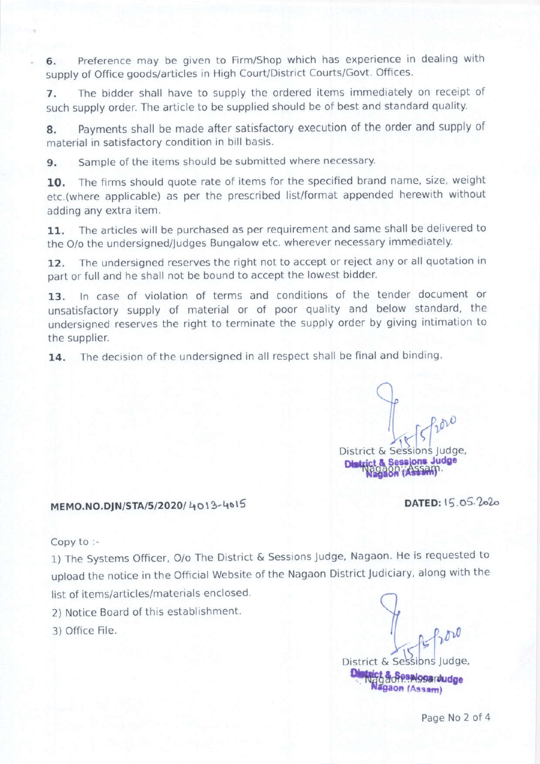6. Preference may be given to Firm/Shop which has experience in dealing with supply of Office goods/articles in High Court/District Courts/Govt. Offices.

7. The bidder shall have to supply the ordered items immediately on receipt of such supply order. The article to be supplied should be of best and standard quality.

8. Payments shall be made after satisfactory execution of the order and supply of material in satisfactory condition in bill basis.

9. Sample of the items should be submitted where necessary.

**10.** The firms should quote rate of items for the specified brand name, size, weight etc.(where applicable) as per the prescribed list/format appended herewith without adding any extra item.

11. The articles will be purchased as per requirement and same shall be delivered to the O/o the undersigned/Judges Bungalow etc. wherever necessary immediately.

12. The undersigned reserves the right not to accept or reject any or all quotation in part or full and he shall not be bound to accept the lowest bidder.

13. In case of violation of terms and conditions of the tender document or unsatisfactory supply of material or of poor quality and below standard, the undersigned reserves the right to terminate the supply order by giving intimation to the supplier.

14. The decision of the undersigned in all respect shall be final and binding.

15/5/2020
District & Sessions Judge,
Nagaon::Assam.
District & Sessions Judge
Nagaon (Assam)

**MEMO.NO.DJN/STA/5/2020/** 4013-4015 **DATED:** 15.05.2020

Copy to :-

1) The Systems Officer, O/o The District & Sessions Judge, Nagaon. He is requested to upload the notice in the Official Website of the Nagaon District Judiciary, along with the list of items/articles/materials enclosed.
2) Notice Board of this establishment.
3) Office File.

15/5/2020
District & Sessions Judge,
Nagaon::Assam.
District & Sessions Judge
Nagaon (Assam)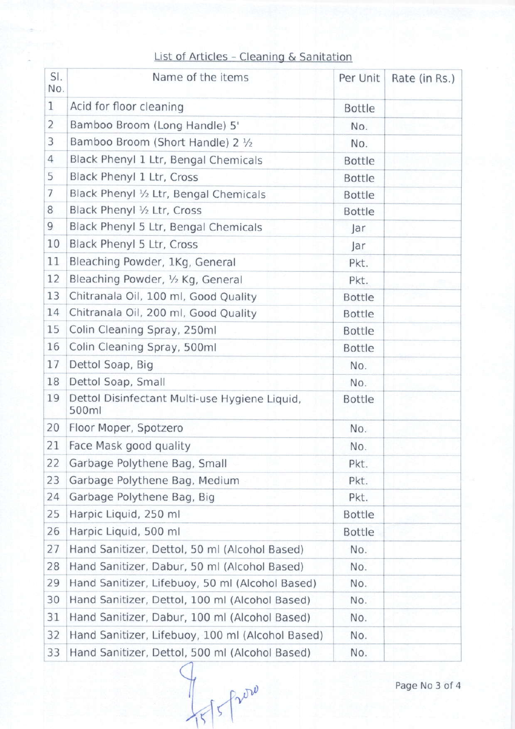List of Articles – Cleaning & Sanitation

| Sl. No. | Name of the items | Per Unit | Rate (in Rs.) |
|---|---|---|---|
| 1 | Acid for floor cleaning | Bottle | |
| 2 | Bamboo Broom (Long Handle) 5' | No. | |
| 3 | Bamboo Broom (Short Handle) 2 ½ | No. | |
| 4 | Black Phenyl 1 Ltr, Bengal Chemicals | Bottle | |
| 5 | Black Phenyl 1 Ltr, Cross | Bottle | |
| 7 | Black Phenyl ½ Ltr, Bengal Chemicals | Bottle | |
| 8 | Black Phenyl ½ Ltr, Cross | Bottle | |
| 9 | Black Phenyl 5 Ltr, Bengal Chemicals | Jar | |
| 10 | Black Phenyl 5 Ltr, Cross | Jar | |
| 11 | Bleaching Powder, 1Kg, General | Pkt. | |
| 12 | Bleaching Powder, ½ Kg, General | Pkt. | |
| 13 | Chitranala Oil, 100 ml, Good Quality | Bottle | |
| 14 | Chitranala Oil, 200 ml, Good Quality | Bottle | |
| 15 | Colin Cleaning Spray, 250ml | Bottle | |
| 16 | Colin Cleaning Spray, 500ml | Bottle | |
| 17 | Dettol Soap, Big | No. | |
| 18 | Dettol Soap, Small | No. | |
| 19 | Dettol Disinfectant Multi-use Hygiene Liquid, 500ml | Bottle | |
| 20 | Floor Moper, Spotzero | No. | |
| 21 | Face Mask good quality | No. | |
| 22 | Garbage Polythene Bag, Small | Pkt. | |
| 23 | Garbage Polythene Bag, Medium | Pkt. | |
| 24 | Garbage Polythene Bag, Big | Pkt. | |
| 25 | Harpic Liquid, 250 ml | Bottle | |
| 26 | Harpic Liquid, 500 ml | Bottle | |
| 27 | Hand Sanitizer, Dettol, 50 ml (Alcohol Based) | No. | |
| 28 | Hand Sanitizer, Dabur, 50 ml (Alcohol Based) | No. | |
| 29 | Hand Sanitizer, Lifebuoy, 50 ml (Alcohol Based) | No. | |
| 30 | Hand Sanitizer, Dettol, 100 ml (Alcohol Based) | No. | |
| 31 | Hand Sanitizer, Dabur, 100 ml (Alcohol Based) | No. | |
| 32 | Hand Sanitizer, Lifebuoy, 100 ml (Alcohol Based) | No. | |
| 33 | Hand Sanitizer, Dettol, 500 ml (Alcohol Based) | No. | |

15/5/2020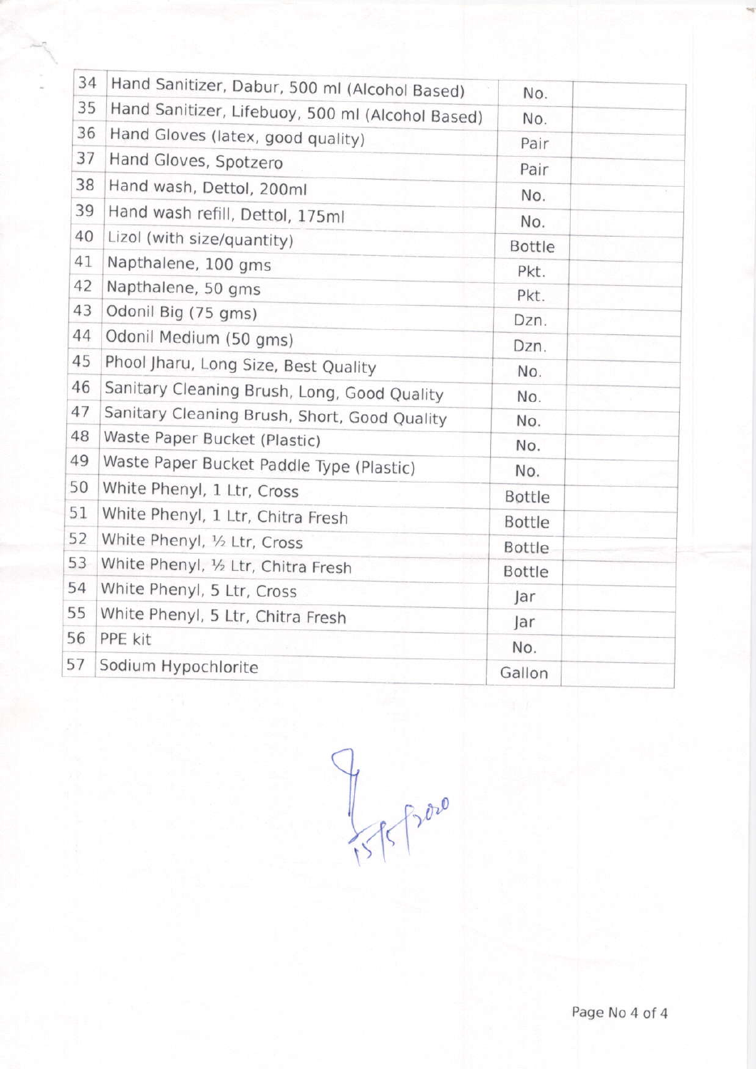| | | | |
|---|---|---|---|
| 34 | Hand Sanitizer, Dabur, 500 ml (Alcohol Based) | No. | |
| 35 | Hand Sanitizer, Lifebuoy, 500 ml (Alcohol Based) | No. | |
| 36 | Hand Gloves (latex, good quality) | Pair | |
| 37 | Hand Gloves, Spotzero | Pair | |
| 38 | Hand wash, Dettol, 200ml | No. | |
| 39 | Hand wash refill, Dettol, 175ml | No. | |
| 40 | Lizol (with size/quantity) | Bottle | |
| 41 | Napthalene, 100 gms | Pkt. | |
| 42 | Napthalene, 50 gms | Pkt. | |
| 43 | Odonil Big (75 gms) | Dzn. | |
| 44 | Odonil Medium (50 gms) | Dzn. | |
| 45 | Phool Jharu, Long Size, Best Quality | No. | |
| 46 | Sanitary Cleaning Brush, Long, Good Quality | No. | |
| 47 | Sanitary Cleaning Brush, Short, Good Quality | No. | |
| 48 | Waste Paper Bucket (Plastic) | No. | |
| 49 | Waste Paper Bucket Paddle Type (Plastic) | No. | |
| 50 | White Phenyl, 1 Ltr, Cross | Bottle | |
| 51 | White Phenyl, 1 Ltr, Chitra Fresh | Bottle | |
| 52 | White Phenyl, ½ Ltr, Cross | Bottle | |
| 53 | White Phenyl, ½ Ltr, Chitra Fresh | Bottle | |
| 54 | White Phenyl, 5 Ltr, Cross | Jar | |
| 55 | White Phenyl, 5 Ltr, Chitra Fresh | Jar | |
| 56 | PPE kit | No. | |
| 57 | Sodium Hypochlorite | Gallon | |

15/5/2020